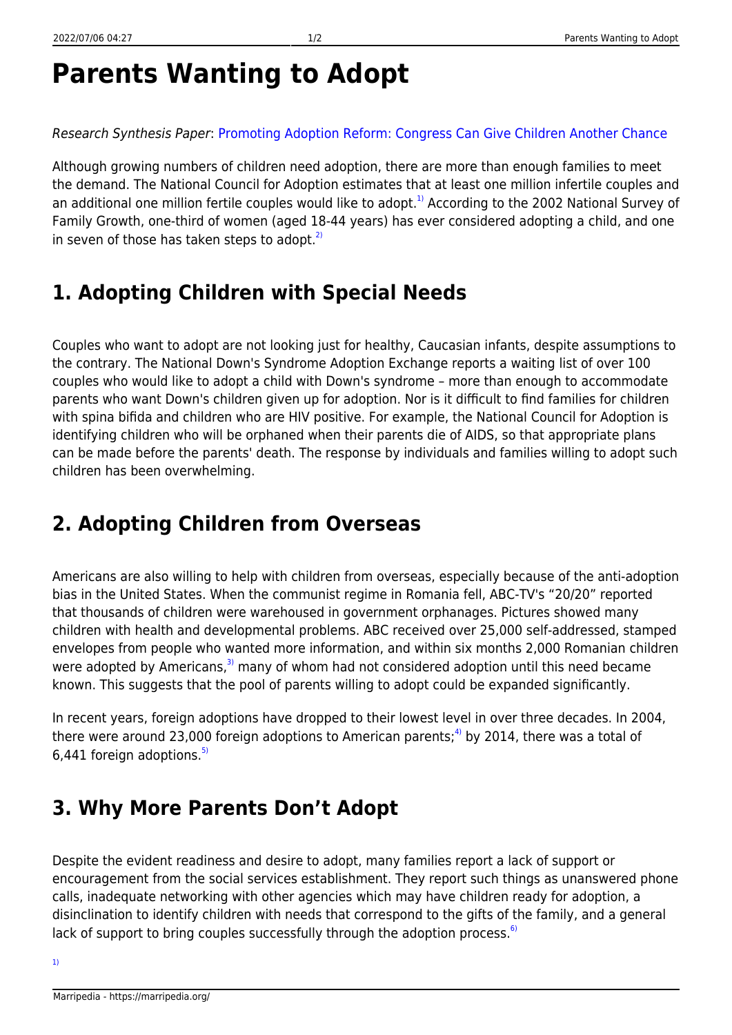# Parents Wanting to Adopt

*Research Synthesis Paper*: Promoting Adoption Reform: Congress Can Give Children Another Chance

Although growing numbers of children need adoption, there are more than enough families to meet the demand. The National Council for Adoption estimates that at least one million infertile couples and an additional one million fertile couples would like to adopt.[1] According to the 2002 National Survey of Family Growth, one-third of women (aged 18-44 years) has ever considered adopting a child, and one in seven of those has taken steps to adopt.[2]

## 1. Adopting Children with Special Needs

Couples who want to adopt are not looking just for healthy, Caucasian infants, despite assumptions to the contrary. The National Down's Syndrome Adoption Exchange reports a waiting list of over 100 couples who would like to adopt a child with Down's syndrome – more than enough to accommodate parents who want Down's children given up for adoption. Nor is it difficult to find families for children with spina bifida and children who are HIV positive. For example, the National Council for Adoption is identifying children who will be orphaned when their parents die of AIDS, so that appropriate plans can be made before the parents' death. The response by individuals and families willing to adopt such children has been overwhelming.

## 2. Adopting Children from Overseas

Americans are also willing to help with children from overseas, especially because of the anti-adoption bias in the United States. When the communist regime in Romania fell, ABC-TV's "20/20" reported that thousands of children were warehoused in government orphanages. Pictures showed many children with health and developmental problems. ABC received over 25,000 self-addressed, stamped envelopes from people who wanted more information, and within six months 2,000 Romanian children were adopted by Americans,[3] many of whom had not considered adoption until this need became known. This suggests that the pool of parents willing to adopt could be expanded significantly.

In recent years, foreign adoptions have dropped to their lowest level in over three decades. In 2004, there were around 23,000 foreign adoptions to American parents;[4] by 2014, there was a total of 6,441 foreign adoptions.[5]

## 3. Why More Parents Don't Adopt

Despite the evident readiness and desire to adopt, many families report a lack of support or encouragement from the social services establishment. They report such things as unanswered phone calls, inadequate networking with other agencies which may have children ready for adoption, a disinclination to identify children with needs that correspond to the gifts of the family, and a general lack of support to bring couples successfully through the adoption process.[6]

[1]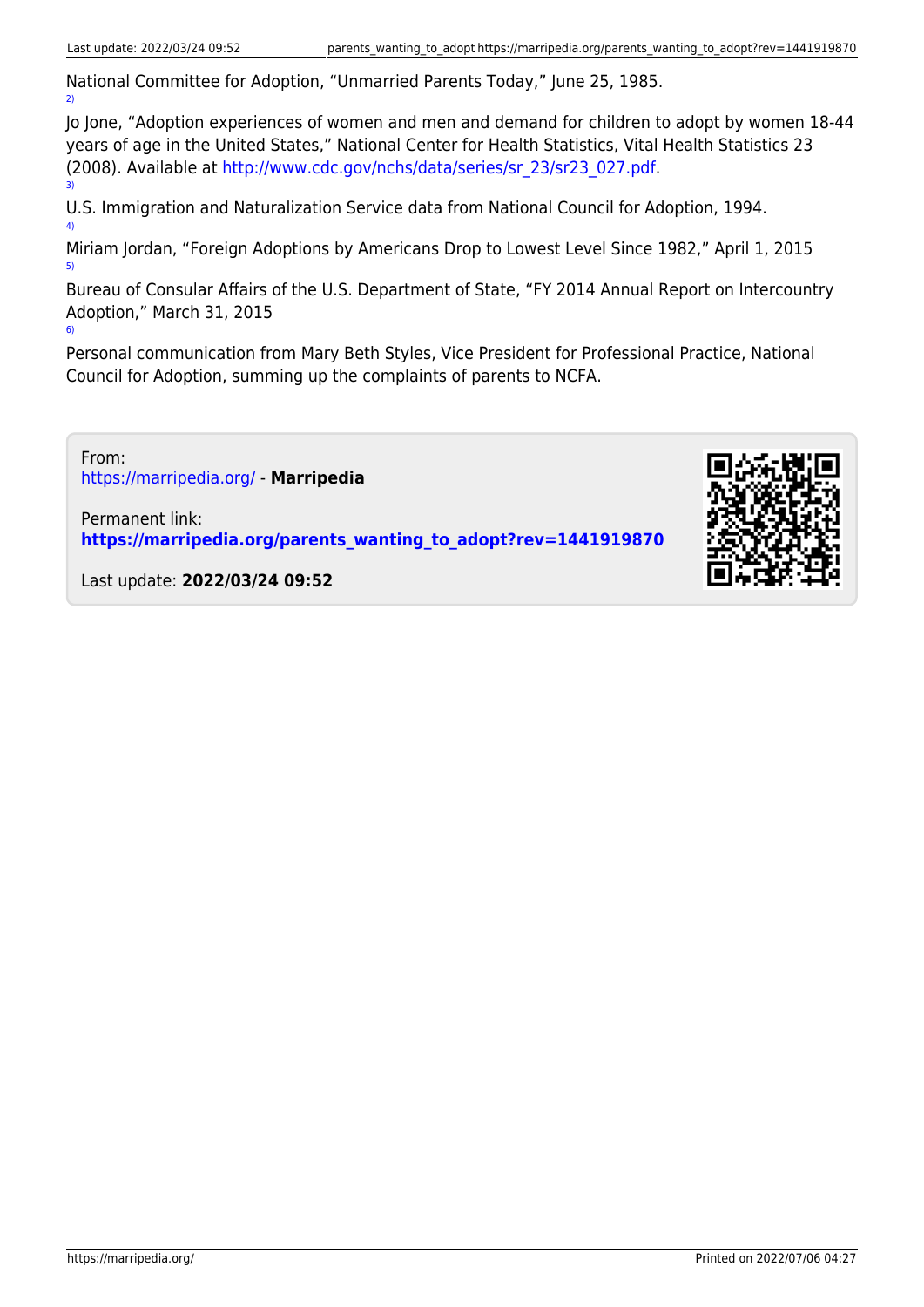National Committee for Adoption, “Unmarried Parents Today,” June 25, 1985.

[2] Jo Jone, “Adoption experiences of women and men and demand for children to adopt by women 18-44 years of age in the United States,” National Center for Health Statistics, Vital Health Statistics 23 (2008). Available at http://www.cdc.gov/nchs/data/series/sr_23/sr23_027.pdf.

[3] U.S. Immigration and Naturalization Service data from National Council for Adoption, 1994.

[4] Miriam Jordan, “Foreign Adoptions by Americans Drop to Lowest Level Since 1982,” April 1, 2015

[5] Bureau of Consular Affairs of the U.S. Department of State, “FY 2014 Annual Report on Intercountry Adoption,” March 31, 2015

[6] Personal communication from Mary Beth Styles, Vice President for Professional Practice, National Council for Adoption, summing up the complaints of parents to NCFA.

From:
https://marripedia.org/ - **Marripedia**

Permanent link:
**https://marripedia.org/parents_wanting_to_adopt?rev=1441919870**

Last update: **2022/03/24 09:52**